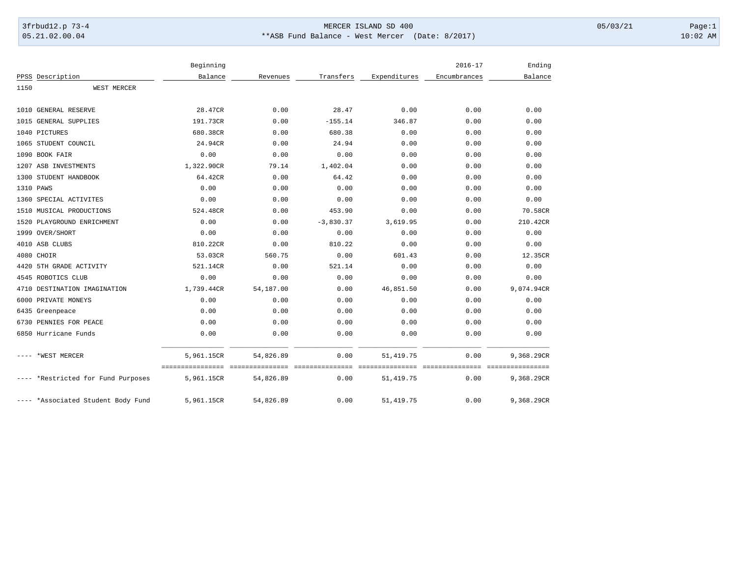MERCER ISLAND SD 400

**ASB Fund Balance - West Mercer (Date: 8/2017)

| PPSS | Description | Beginning Balance | Revenues | Transfers | Expenditures | 2016-17 Encumbrances | Ending Balance |
|---|---|---|---|---|---|---|---|
| 1150 | WEST MERCER | | | | | | |
| 1010 | GENERAL RESERVE | 28.47CR | 0.00 | 28.47 | 0.00 | 0.00 | 0.00 |
| 1015 | GENERAL SUPPLIES | 191.73CR | 0.00 | -155.14 | 346.87 | 0.00 | 0.00 |
| 1040 | PICTURES | 680.38CR | 0.00 | 680.38 | 0.00 | 0.00 | 0.00 |
| 1065 | STUDENT COUNCIL | 24.94CR | 0.00 | 24.94 | 0.00 | 0.00 | 0.00 |
| 1090 | BOOK FAIR | 0.00 | 0.00 | 0.00 | 0.00 | 0.00 | 0.00 |
| 1207 | ASB INVESTMENTS | 1,322.90CR | 79.14 | 1,402.04 | 0.00 | 0.00 | 0.00 |
| 1300 | STUDENT HANDBOOK | 64.42CR | 0.00 | 64.42 | 0.00 | 0.00 | 0.00 |
| 1310 | PAWS | 0.00 | 0.00 | 0.00 | 0.00 | 0.00 | 0.00 |
| 1360 | SPECIAL ACTIVITES | 0.00 | 0.00 | 0.00 | 0.00 | 0.00 | 0.00 |
| 1510 | MUSICAL PRODUCTIONS | 524.48CR | 0.00 | 453.90 | 0.00 | 0.00 | 70.58CR |
| 1520 | PLAYGROUND ENRICHMENT | 0.00 | 0.00 | -3,830.37 | 3,619.95 | 0.00 | 210.42CR |
| 1999 | OVER/SHORT | 0.00 | 0.00 | 0.00 | 0.00 | 0.00 | 0.00 |
| 4010 | ASB CLUBS | 810.22CR | 0.00 | 810.22 | 0.00 | 0.00 | 0.00 |
| 4080 | CHOIR | 53.03CR | 560.75 | 0.00 | 601.43 | 0.00 | 12.35CR |
| 4420 | 5TH GRADE ACTIVITY | 521.14CR | 0.00 | 521.14 | 0.00 | 0.00 | 0.00 |
| 4545 | ROBOTICS CLUB | 0.00 | 0.00 | 0.00 | 0.00 | 0.00 | 0.00 |
| 4710 | DESTINATION IMAGINATION | 1,739.44CR | 54,187.00 | 0.00 | 46,851.50 | 0.00 | 9,074.94CR |
| 6000 | PRIVATE MONEYS | 0.00 | 0.00 | 0.00 | 0.00 | 0.00 | 0.00 |
| 6435 | Greenpeace | 0.00 | 0.00 | 0.00 | 0.00 | 0.00 | 0.00 |
| 6730 | PENNIES FOR PEACE | 0.00 | 0.00 | 0.00 | 0.00 | 0.00 | 0.00 |
| 6850 | Hurricane Funds | 0.00 | 0.00 | 0.00 | 0.00 | 0.00 | 0.00 |
| ---- | *WEST MERCER | 5,961.15CR | 54,826.89 | 0.00 | 51,419.75 | 0.00 | 9,368.29CR |
| ---- | *Restricted for Fund Purposes | 5,961.15CR | 54,826.89 | 0.00 | 51,419.75 | 0.00 | 9,368.29CR |
| ---- | *Associated Student Body Fund | 5,961.15CR | 54,826.89 | 0.00 | 51,419.75 | 0.00 | 9,368.29CR |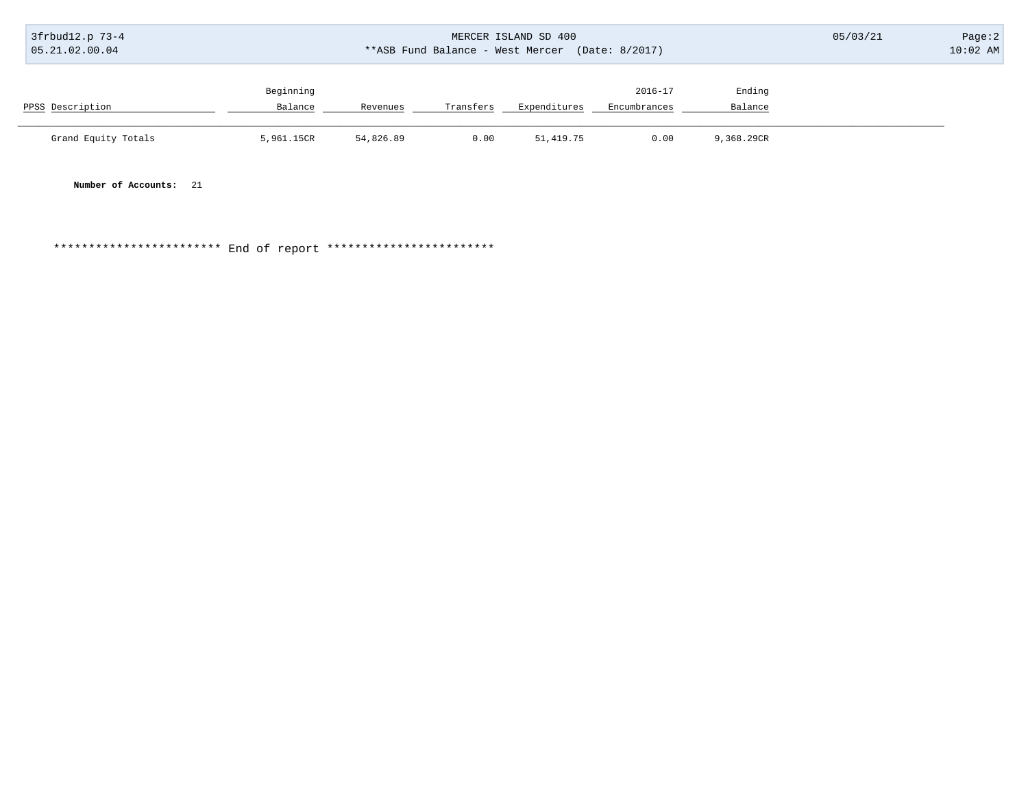| PPSS | Description | Beginning Balance | Revenues | Transfers | Expenditures | 2016-17 Encumbrances | Ending Balance |
|---|---|---|---|---|---|---|---|
| | Grand Equity Totals | 5,961.15CR | 54,826.89 | 0.00 | 51,419.75 | 0.00 | 9,368.29CR |

**Number of Accounts:** 21

************************ End of report ************************